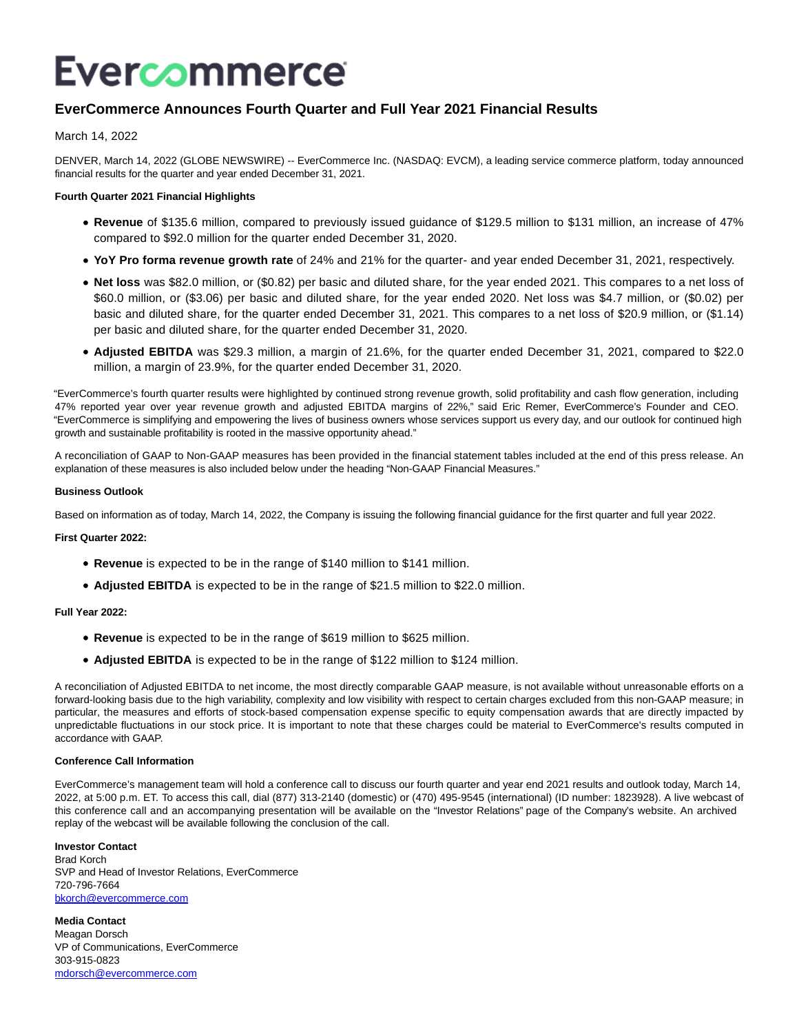# EverCommerce

## EverCommerce Announces Fourth Quarter and Full Year 2021 Financial Results

March 14, 2022

DENVER, March 14, 2022 (GLOBE NEWSWIRE) -- EverCommerce Inc. (NASDAQ: EVCM), a leading service commerce platform, today announced financial results for the quarter and year ended December 31, 2021.

**Fourth Quarter 2021 Financial Highlights**

- **Revenue** of $135.6 million, compared to previously issued guidance of $129.5 million to $131 million, an increase of 47% compared to $92.0 million for the quarter ended December 31, 2020.
- **YoY Pro forma revenue growth rate** of 24% and 21% for the quarter- and year ended December 31, 2021, respectively.
- **Net loss** was $82.0 million, or ($0.82) per basic and diluted share, for the year ended 2021. This compares to a net loss of $60.0 million, or ($3.06) per basic and diluted share, for the year ended 2020. Net loss was $4.7 million, or ($0.02) per basic and diluted share, for the quarter ended December 31, 2021. This compares to a net loss of $20.9 million, or ($1.14) per basic and diluted share, for the quarter ended December 31, 2020.
- **Adjusted EBITDA** was $29.3 million, a margin of 21.6%, for the quarter ended December 31, 2021, compared to $22.0 million, a margin of 23.9%, for the quarter ended December 31, 2020.

"EverCommerce's fourth quarter results were highlighted by continued strong revenue growth, solid profitability and cash flow generation, including 47% reported year over year revenue growth and adjusted EBITDA margins of 22%," said Eric Remer, EverCommerce's Founder and CEO. "EverCommerce is simplifying and empowering the lives of business owners whose services support us every day, and our outlook for continued high growth and sustainable profitability is rooted in the massive opportunity ahead."

A reconciliation of GAAP to Non-GAAP measures has been provided in the financial statement tables included at the end of this press release. An explanation of these measures is also included below under the heading "Non-GAAP Financial Measures."

**Business Outlook**

Based on information as of today, March 14, 2022, the Company is issuing the following financial guidance for the first quarter and full year 2022.

**First Quarter 2022:**

- **Revenue** is expected to be in the range of $140 million to $141 million.
- **Adjusted EBITDA** is expected to be in the range of $21.5 million to $22.0 million.

**Full Year 2022:**

- **Revenue** is expected to be in the range of $619 million to $625 million.
- **Adjusted EBITDA** is expected to be in the range of $122 million to $124 million.

A reconciliation of Adjusted EBITDA to net income, the most directly comparable GAAP measure, is not available without unreasonable efforts on a forward-looking basis due to the high variability, complexity and low visibility with respect to certain charges excluded from this non-GAAP measure; in particular, the measures and efforts of stock-based compensation expense specific to equity compensation awards that are directly impacted by unpredictable fluctuations in our stock price. It is important to note that these charges could be material to EverCommerce's results computed in accordance with GAAP.

**Conference Call Information**

EverCommerce's management team will hold a conference call to discuss our fourth quarter and year end 2021 results and outlook today, March 14, 2022, at 5:00 p.m. ET. To access this call, dial (877) 313-2140 (domestic) or (470) 495-9545 (international) (ID number: 1823928). A live webcast of this conference call and an accompanying presentation will be available on the "Investor Relations" page of the Company's website. An archived replay of the webcast will be available following the conclusion of the call.

**Investor Contact**
Brad Korch
SVP and Head of Investor Relations, EverCommerce
720-796-7664
bkorch@evercommerce.com

**Media Contact**
Meagan Dorsch
VP of Communications, EverCommerce
303-915-0823
mdorsch@evercommerce.com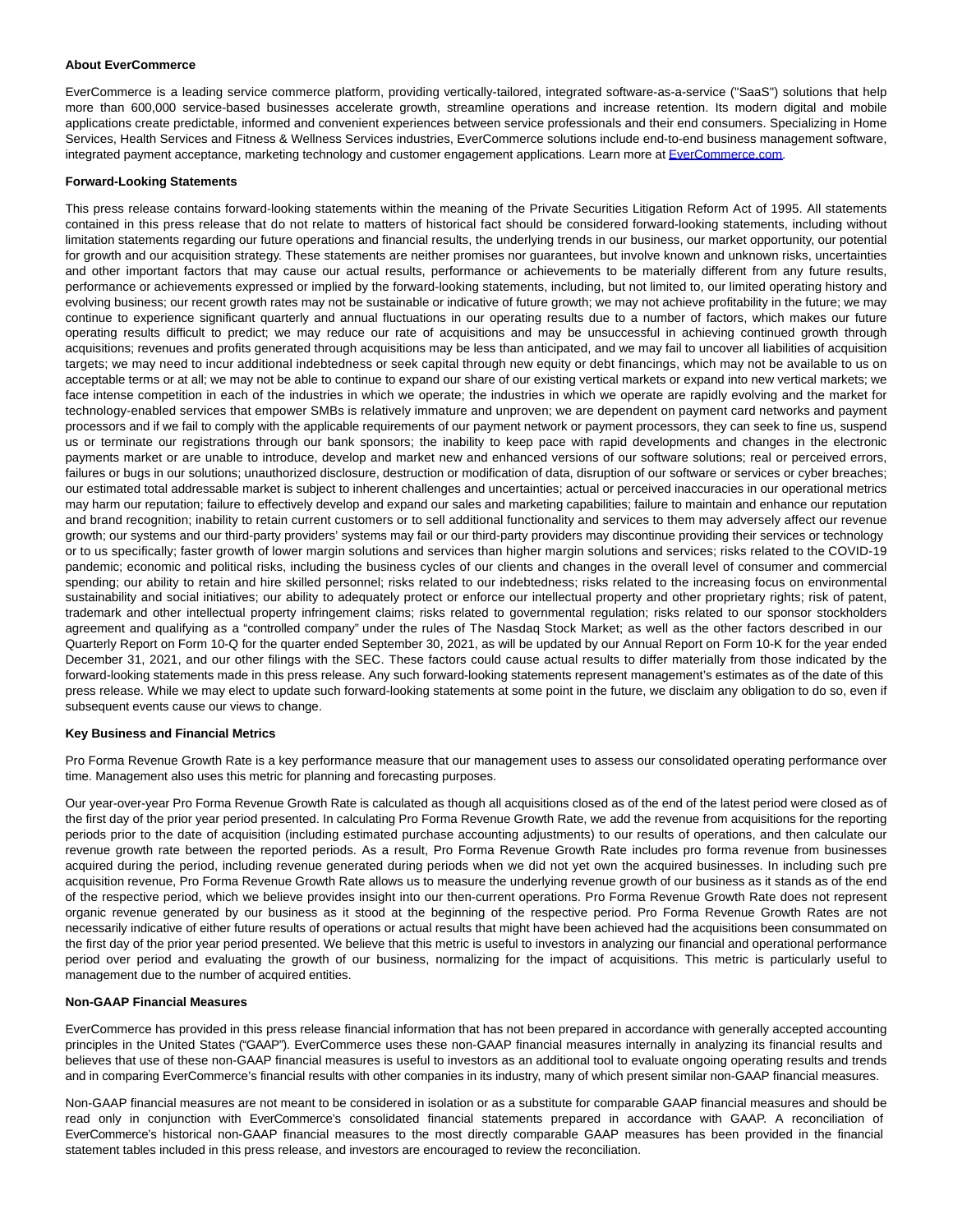**About EverCommerce**

EverCommerce is a leading service commerce platform, providing vertically-tailored, integrated software-as-a-service ("SaaS") solutions that help more than 600,000 service-based businesses accelerate growth, streamline operations and increase retention. Its modern digital and mobile applications create predictable, informed and convenient experiences between service professionals and their end consumers. Specializing in Home Services, Health Services and Fitness & Wellness Services industries, EverCommerce solutions include end-to-end business management software, integrated payment acceptance, marketing technology and customer engagement applications. Learn more at EverCommerce.com.

**Forward-Looking Statements**

This press release contains forward-looking statements within the meaning of the Private Securities Litigation Reform Act of 1995. All statements contained in this press release that do not relate to matters of historical fact should be considered forward-looking statements, including without limitation statements regarding our future operations and financial results, the underlying trends in our business, our market opportunity, our potential for growth and our acquisition strategy. These statements are neither promises nor guarantees, but involve known and unknown risks, uncertainties and other important factors that may cause our actual results, performance or achievements to be materially different from any future results, performance or achievements expressed or implied by the forward-looking statements, including, but not limited to, our limited operating history and evolving business; our recent growth rates may not be sustainable or indicative of future growth; we may not achieve profitability in the future; we may continue to experience significant quarterly and annual fluctuations in our operating results due to a number of factors, which makes our future operating results difficult to predict; we may reduce our rate of acquisitions and may be unsuccessful in achieving continued growth through acquisitions; revenues and profits generated through acquisitions may be less than anticipated, and we may fail to uncover all liabilities of acquisition targets; we may need to incur additional indebtedness or seek capital through new equity or debt financings, which may not be available to us on acceptable terms or at all; we may not be able to continue to expand our share of our existing vertical markets or expand into new vertical markets; we face intense competition in each of the industries in which we operate; the industries in which we operate are rapidly evolving and the market for technology-enabled services that empower SMBs is relatively immature and unproven; we are dependent on payment card networks and payment processors and if we fail to comply with the applicable requirements of our payment network or payment processors, they can seek to fine us, suspend us or terminate our registrations through our bank sponsors; the inability to keep pace with rapid developments and changes in the electronic payments market or are unable to introduce, develop and market new and enhanced versions of our software solutions; real or perceived errors, failures or bugs in our solutions; unauthorized disclosure, destruction or modification of data, disruption of our software or services or cyber breaches; our estimated total addressable market is subject to inherent challenges and uncertainties; actual or perceived inaccuracies in our operational metrics may harm our reputation; failure to effectively develop and expand our sales and marketing capabilities; failure to maintain and enhance our reputation and brand recognition; inability to retain current customers or to sell additional functionality and services to them may adversely affect our revenue growth; our systems and our third-party providers' systems may fail or our third-party providers may discontinue providing their services or technology or to us specifically; faster growth of lower margin solutions and services than higher margin solutions and services; risks related to the COVID-19 pandemic; economic and political risks, including the business cycles of our clients and changes in the overall level of consumer and commercial spending; our ability to retain and hire skilled personnel; risks related to our indebtedness; risks related to the increasing focus on environmental sustainability and social initiatives; our ability to adequately protect or enforce our intellectual property and other proprietary rights; risk of patent, trademark and other intellectual property infringement claims; risks related to governmental regulation; risks related to our sponsor stockholders agreement and qualifying as a "controlled company" under the rules of The Nasdaq Stock Market; as well as the other factors described in our Quarterly Report on Form 10-Q for the quarter ended September 30, 2021, as will be updated by our Annual Report on Form 10-K for the year ended December 31, 2021, and our other filings with the SEC. These factors could cause actual results to differ materially from those indicated by the forward-looking statements made in this press release. Any such forward-looking statements represent management's estimates as of the date of this press release. While we may elect to update such forward-looking statements at some point in the future, we disclaim any obligation to do so, even if subsequent events cause our views to change.

**Key Business and Financial Metrics**

Pro Forma Revenue Growth Rate is a key performance measure that our management uses to assess our consolidated operating performance over time. Management also uses this metric for planning and forecasting purposes.

Our year-over-year Pro Forma Revenue Growth Rate is calculated as though all acquisitions closed as of the end of the latest period were closed as of the first day of the prior year period presented. In calculating Pro Forma Revenue Growth Rate, we add the revenue from acquisitions for the reporting periods prior to the date of acquisition (including estimated purchase accounting adjustments) to our results of operations, and then calculate our revenue growth rate between the reported periods. As a result, Pro Forma Revenue Growth Rate includes pro forma revenue from businesses acquired during the period, including revenue generated during periods when we did not yet own the acquired businesses. In including such pre acquisition revenue, Pro Forma Revenue Growth Rate allows us to measure the underlying revenue growth of our business as it stands as of the end of the respective period, which we believe provides insight into our then-current operations. Pro Forma Revenue Growth Rate does not represent organic revenue generated by our business as it stood at the beginning of the respective period. Pro Forma Revenue Growth Rates are not necessarily indicative of either future results of operations or actual results that might have been achieved had the acquisitions been consummated on the first day of the prior year period presented. We believe that this metric is useful to investors in analyzing our financial and operational performance period over period and evaluating the growth of our business, normalizing for the impact of acquisitions. This metric is particularly useful to management due to the number of acquired entities.

**Non-GAAP Financial Measures**

EverCommerce has provided in this press release financial information that has not been prepared in accordance with generally accepted accounting principles in the United States ("GAAP"). EverCommerce uses these non-GAAP financial measures internally in analyzing its financial results and believes that use of these non-GAAP financial measures is useful to investors as an additional tool to evaluate ongoing operating results and trends and in comparing EverCommerce's financial results with other companies in its industry, many of which present similar non-GAAP financial measures.

Non-GAAP financial measures are not meant to be considered in isolation or as a substitute for comparable GAAP financial measures and should be read only in conjunction with EverCommerce's consolidated financial statements prepared in accordance with GAAP. A reconciliation of EverCommerce's historical non-GAAP financial measures to the most directly comparable GAAP measures has been provided in the financial statement tables included in this press release, and investors are encouraged to review the reconciliation.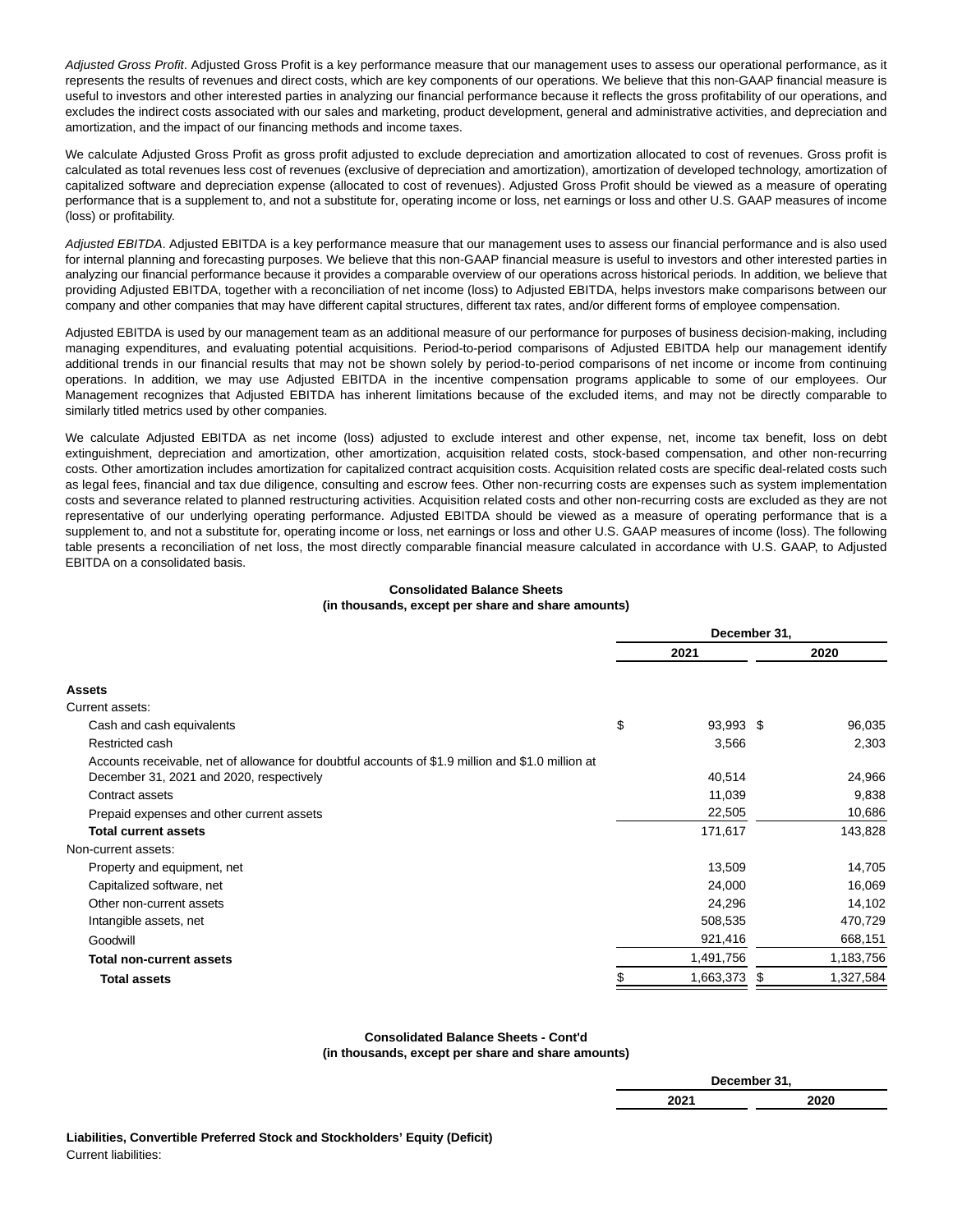*Adjusted Gross Profit*. Adjusted Gross Profit is a key performance measure that our management uses to assess our operational performance, as it represents the results of revenues and direct costs, which are key components of our operations. We believe that this non-GAAP financial measure is useful to investors and other interested parties in analyzing our financial performance because it reflects the gross profitability of our operations, and excludes the indirect costs associated with our sales and marketing, product development, general and administrative activities, and depreciation and amortization, and the impact of our financing methods and income taxes.

We calculate Adjusted Gross Profit as gross profit adjusted to exclude depreciation and amortization allocated to cost of revenues. Gross profit is calculated as total revenues less cost of revenues (exclusive of depreciation and amortization), amortization of developed technology, amortization of capitalized software and depreciation expense (allocated to cost of revenues). Adjusted Gross Profit should be viewed as a measure of operating performance that is a supplement to, and not a substitute for, operating income or loss, net earnings or loss and other U.S. GAAP measures of income (loss) or profitability.

*Adjusted EBITDA*. Adjusted EBITDA is a key performance measure that our management uses to assess our financial performance and is also used for internal planning and forecasting purposes. We believe that this non-GAAP financial measure is useful to investors and other interested parties in analyzing our financial performance because it provides a comparable overview of our operations across historical periods. In addition, we believe that providing Adjusted EBITDA, together with a reconciliation of net income (loss) to Adjusted EBITDA, helps investors make comparisons between our company and other companies that may have different capital structures, different tax rates, and/or different forms of employee compensation.

Adjusted EBITDA is used by our management team as an additional measure of our performance for purposes of business decision-making, including managing expenditures, and evaluating potential acquisitions. Period-to-period comparisons of Adjusted EBITDA help our management identify additional trends in our financial results that may not be shown solely by period-to-period comparisons of net income or income from continuing operations. In addition, we may use Adjusted EBITDA in the incentive compensation programs applicable to some of our employees. Our Management recognizes that Adjusted EBITDA has inherent limitations because of the excluded items, and may not be directly comparable to similarly titled metrics used by other companies.

We calculate Adjusted EBITDA as net income (loss) adjusted to exclude interest and other expense, net, income tax benefit, loss on debt extinguishment, depreciation and amortization, other amortization, acquisition related costs, stock-based compensation, and other non-recurring costs. Other amortization includes amortization for capitalized contract acquisition costs. Acquisition related costs are specific deal-related costs such as legal fees, financial and tax due diligence, consulting and escrow fees. Other non-recurring costs are expenses such as system implementation costs and severance related to planned restructuring activities. Acquisition related costs and other non-recurring costs are excluded as they are not representative of our underlying operating performance. Adjusted EBITDA should be viewed as a measure of operating performance that is a supplement to, and not a substitute for, operating income or loss, net earnings or loss and other U.S. GAAP measures of income (loss). The following table presents a reconciliation of net loss, the most directly comparable financial measure calculated in accordance with U.S. GAAP, to Adjusted EBITDA on a consolidated basis.

**Consolidated Balance Sheets**
**(in thousands, except per share and share amounts)**

| | December 31, | |
|---|---|---|
| | 2021 | 2020 |
| **Assets** | | |
| Current assets: | | |
| Cash and cash equivalents | $ 93,993 | $ 96,035 |
| Restricted cash | 3,566 | 2,303 |
| Accounts receivable, net of allowance for doubtful accounts of $1.9 million and $1.0 million at December 31, 2021 and 2020, respectively | 40,514 | 24,966 |
| Contract assets | 11,039 | 9,838 |
| Prepaid expenses and other current assets | 22,505 | 10,686 |
| **Total current assets** | 171,617 | 143,828 |
| Non-current assets: | | |
| Property and equipment, net | 13,509 | 14,705 |
| Capitalized software, net | 24,000 | 16,069 |
| Other non-current assets | 24,296 | 14,102 |
| Intangible assets, net | 508,535 | 470,729 |
| Goodwill | 921,416 | 668,151 |
| **Total non-current assets** | 1,491,756 | 1,183,756 |
| **Total assets** | $ 1,663,373 | $ 1,327,584 |

**Consolidated Balance Sheets - Cont'd**
**(in thousands, except per share and share amounts)**

| | December 31, | |
|---|---|---|
| | 2021 | 2020 |
| **Liabilities, Convertible Preferred Stock and Stockholders' Equity (Deficit)** | | |
| Current liabilities: | | |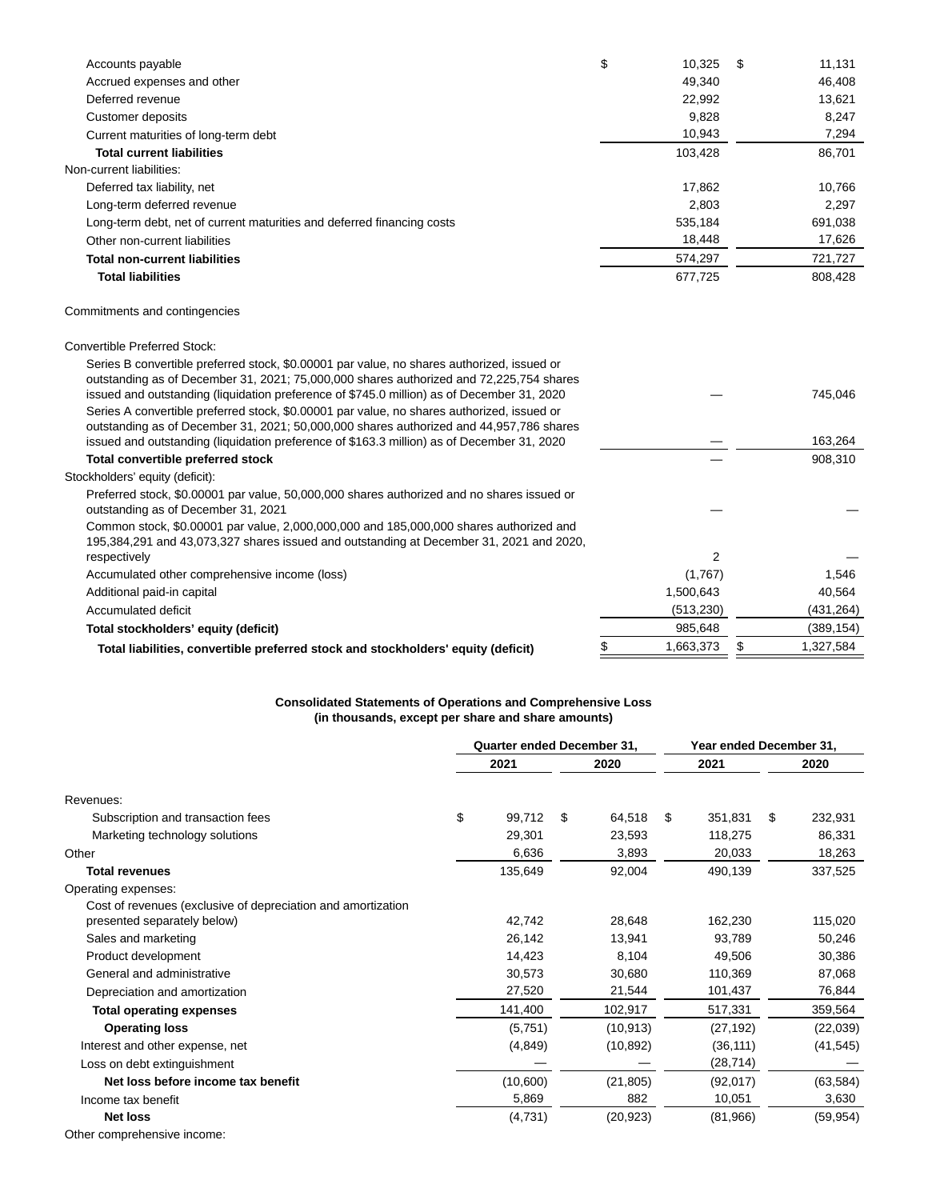| | December 31, 2021 | December 31, 2020 |
|---|---|---|
| Accounts payable | $ 10,325 | $ 11,131 |
| Accrued expenses and other | 49,340 | 46,408 |
| Deferred revenue | 22,992 | 13,621 |
| Customer deposits | 9,828 | 8,247 |
| Current maturities of long-term debt | 10,943 | 7,294 |
| **Total current liabilities** | 103,428 | 86,701 |
| Non-current liabilities: | | |
| Deferred tax liability, net | 17,862 | 10,766 |
| Long-term deferred revenue | 2,803 | 2,297 |
| Long-term debt, net of current maturities and deferred financing costs | 535,184 | 691,038 |
| Other non-current liabilities | 18,448 | 17,626 |
| **Total non-current liabilities** | 574,297 | 721,727 |
| **Total liabilities** | 677,725 | 808,428 |
| | | |
| Commitments and contingencies | | |
| | | |
| Convertible Preferred Stock: | | |
| Series B convertible preferred stock, $0.00001 par value, no shares authorized, issued or outstanding as of December 31, 2021; 75,000,000 shares authorized and 72,225,754 shares issued and outstanding (liquidation preference of $745.0 million) as of December 31, 2020 | — | 745,046 |
| Series A convertible preferred stock, $0.00001 par value, no shares authorized, issued or outstanding as of December 31, 2021; 50,000,000 shares authorized and 44,957,786 shares issued and outstanding (liquidation preference of $163.3 million) as of December 31, 2020 | — | 163,264 |
| **Total convertible preferred stock** | — | 908,310 |
| Stockholders' equity (deficit): | | |
| Preferred stock, $0.00001 par value, 50,000,000 shares authorized and no shares issued or outstanding as of December 31, 2021 | — | — |
| Common stock, $0.00001 par value, 2,000,000,000 and 185,000,000 shares authorized and 195,384,291 and 43,073,327 shares issued and outstanding at December 31, 2021 and 2020, respectively | 2 | — |
| Accumulated other comprehensive income (loss) | (1,767) | 1,546 |
| Additional paid-in capital | 1,500,643 | 40,564 |
| Accumulated deficit | (513,230) | (431,264) |
| **Total stockholders' equity (deficit)** | 985,648 | (389,154) |
| **Total liabilities, convertible preferred stock and stockholders' equity (deficit)** | $ 1,663,373 | $ 1,327,584 |

**Consolidated Statements of Operations and Comprehensive Loss**
**(in thousands, except per share and share amounts)**

| | Quarter ended December 31, | | Year ended December 31, | |
|---|---|---|---|---|
| | 2021 | 2020 | 2021 | 2020 |
| Revenues: | | | | |
| Subscription and transaction fees | $ 99,712 | $ 64,518 | $ 351,831 | $ 232,931 |
| Marketing technology solutions | 29,301 | 23,593 | 118,275 | 86,331 |
| Other | 6,636 | 3,893 | 20,033 | 18,263 |
| **Total revenues** | 135,649 | 92,004 | 490,139 | 337,525 |
| Operating expenses: | | | | |
| Cost of revenues (exclusive of depreciation and amortization presented separately below) | 42,742 | 28,648 | 162,230 | 115,020 |
| Sales and marketing | 26,142 | 13,941 | 93,789 | 50,246 |
| Product development | 14,423 | 8,104 | 49,506 | 30,386 |
| General and administrative | 30,573 | 30,680 | 110,369 | 87,068 |
| Depreciation and amortization | 27,520 | 21,544 | 101,437 | 76,844 |
| **Total operating expenses** | 141,400 | 102,917 | 517,331 | 359,564 |
| **Operating loss** | (5,751) | (10,913) | (27,192) | (22,039) |
| Interest and other expense, net | (4,849) | (10,892) | (36,111) | (41,545) |
| Loss on debt extinguishment | — | — | (28,714) | — |
| **Net loss before income tax benefit** | (10,600) | (21,805) | (92,017) | (63,584) |
| Income tax benefit | 5,869 | 882 | 10,051 | 3,630 |
| **Net loss** | (4,731) | (20,923) | (81,966) | (59,954) |
| Other comprehensive income: | | | | |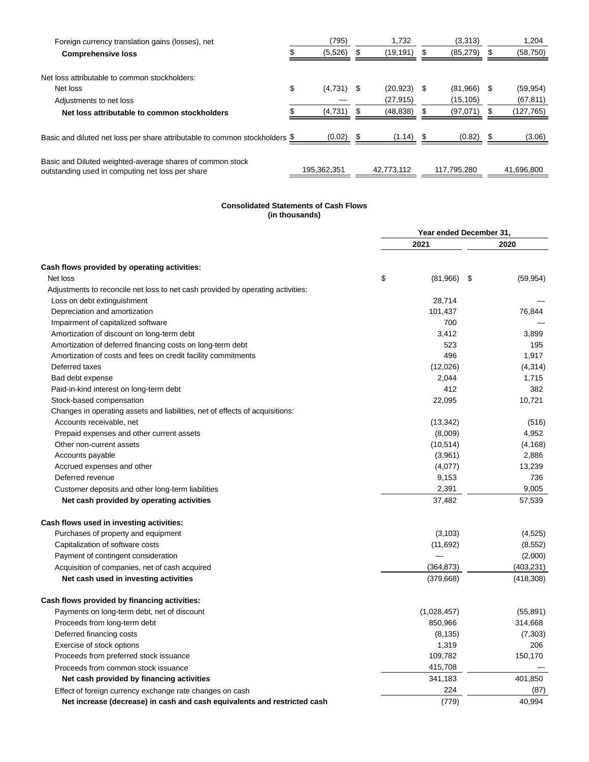| | | | | |
|---|---|---|---|---|
| Foreign currency translation gains (losses), net | (795) | 1,732 | (3,313) | 1,204 |
| **Comprehensive loss** | $ (5,526) | $ (19,191) | $ (85,279) | $ (58,750) |
| | | | | |
| Net loss attributable to common stockholders: | | | | |
| Net loss | $ (4,731) | $ (20,923) | $ (81,966) | $ (59,954) |
| Adjustments to net loss | — | (27,915) | (15,105) | (67,811) |
| **Net loss attributable to common stockholders** | $ (4,731) | $ (48,838) | $ (97,071) | $ (127,765) |
| | | | | |
| Basic and diluted net loss per share attributable to common stockholders | $ (0.02) | $ (1.14) | $ (0.82) | $ (3.06) |
| | | | | |
| Basic and Diluted weighted-average shares of common stock outstanding used in computing net loss per share | 195,362,351 | 42,773,112 | 117,795,280 | 41,696,800 |

**Consolidated Statements of Cash Flows**
**(in thousands)**

| | Year ended December 31, | |
|---|---|---|
| | 2021 | 2020 |
| **Cash flows provided by operating activities:** | | |
| Net loss | $ (81,966) | $ (59,954) |
| Adjustments to reconcile net loss to net cash provided by operating activities: | | |
| Loss on debt extinguishment | 28,714 | — |
| Depreciation and amortization | 101,437 | 76,844 |
| Impairment of capitalized software | 700 | — |
| Amortization of discount on long-term debt | 3,412 | 3,899 |
| Amortization of deferred financing costs on long-term debt | 523 | 195 |
| Amortization of costs and fees on credit facility commitments | 496 | 1,917 |
| Deferred taxes | (12,026) | (4,314) |
| Bad debt expense | 2,044 | 1,715 |
| Paid-in-kind interest on long-term debt | 412 | 382 |
| Stock-based compensation | 22,095 | 10,721 |
| Changes in operating assets and liabilities, net of effects of acquisitions: | | |
| Accounts receivable, net | (13,342) | (516) |
| Prepaid expenses and other current assets | (8,009) | 4,952 |
| Other non-current assets | (10,514) | (4,168) |
| Accounts payable | (3,961) | 2,886 |
| Accrued expenses and other | (4,077) | 13,239 |
| Deferred revenue | 9,153 | 736 |
| Customer deposits and other long-term liabilities | 2,391 | 9,005 |
| **Net cash provided by operating activities** | 37,482 | 57,539 |
| | | |
| **Cash flows used in investing activities:** | | |
| Purchases of property and equipment | (3,103) | (4,525) |
| Capitalization of software costs | (11,692) | (8,552) |
| Payment of contingent consideration | — | (2,000) |
| Acquisition of companies, net of cash acquired | (364,873) | (403,231) |
| **Net cash used in investing activities** | (379,668) | (418,308) |
| | | |
| **Cash flows provided by financing activities:** | | |
| Payments on long-term debt, net of discount | (1,028,457) | (55,891) |
| Proceeds from long-term debt | 850,966 | 314,668 |
| Deferred financing costs | (8,135) | (7,303) |
| Exercise of stock options | 1,319 | 206 |
| Proceeds from preferred stock issuance | 109,782 | 150,170 |
| Proceeds from common stock issuance | 415,708 | — |
| **Net cash provided by financing activities** | 341,183 | 401,850 |
| Effect of foreign currency exchange rate changes on cash | 224 | (87) |
| **Net increase (decrease) in cash and cash equivalents and restricted cash** | (779) | 40,994 |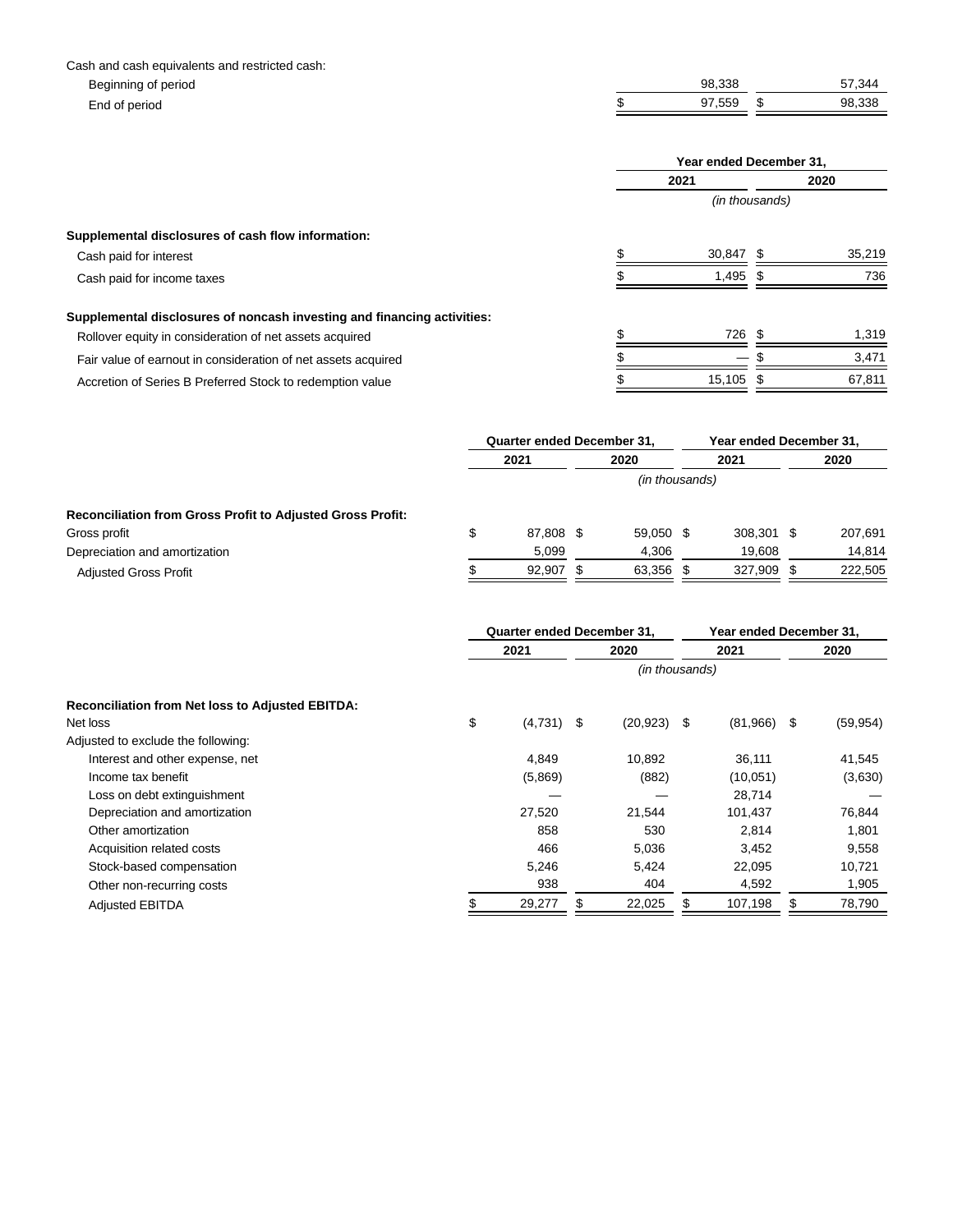| | | |
|---|---|---|
| Cash and cash equivalents and restricted cash: | | |
| Beginning of period | 98,338 | 57,344 |
| End of period | $ 97,559 | $ 98,338 |

| | Year ended December 31, | |
|---|---|---|
| | 2021 | 2020 |
| | *(in thousands)* | |
| **Supplemental disclosures of cash flow information:** | | |
| Cash paid for interest | $ 30,847 | $ 35,219 |
| Cash paid for income taxes | $ 1,495 | $ 736 |
| **Supplemental disclosures of noncash investing and financing activities:** | | |
| Rollover equity in consideration of net assets acquired | $ 726 | $ 1,319 |
| Fair value of earnout in consideration of net assets acquired | $ — | $ 3,471 |
| Accretion of Series B Preferred Stock to redemption value | $ 15,105 | $ 67,811 |

| | Quarter ended December 31, | | Year ended December 31, | |
|---|---|---|---|---|
| | 2021 | 2020 | 2021 | 2020 |
| | *(in thousands)* | | | |
| **Reconciliation from Gross Profit to Adjusted Gross Profit:** | | | | |
| Gross profit | $ 87,808 | $ 59,050 | $ 308,301 | $ 207,691 |
| Depreciation and amortization | 5,099 | 4,306 | 19,608 | 14,814 |
| Adjusted Gross Profit | $ 92,907 | $ 63,356 | $ 327,909 | $ 222,505 |

| | Quarter ended December 31, | | Year ended December 31, | |
|---|---|---|---|---|
| | 2021 | 2020 | 2021 | 2020 |
| | *(in thousands)* | | | |
| **Reconciliation from Net loss to Adjusted EBITDA:** | | | | |
| Net loss | $ (4,731) | $ (20,923) | $ (81,966) | $ (59,954) |
| Adjusted to exclude the following: | | | | |
| Interest and other expense, net | 4,849 | 10,892 | 36,111 | 41,545 |
| Income tax benefit | (5,869) | (882) | (10,051) | (3,630) |
| Loss on debt extinguishment | — | — | 28,714 | — |
| Depreciation and amortization | 27,520 | 21,544 | 101,437 | 76,844 |
| Other amortization | 858 | 530 | 2,814 | 1,801 |
| Acquisition related costs | 466 | 5,036 | 3,452 | 9,558 |
| Stock-based compensation | 5,246 | 5,424 | 22,095 | 10,721 |
| Other non-recurring costs | 938 | 404 | 4,592 | 1,905 |
| Adjusted EBITDA | $ 29,277 | $ 22,025 | $ 107,198 | $ 78,790 |